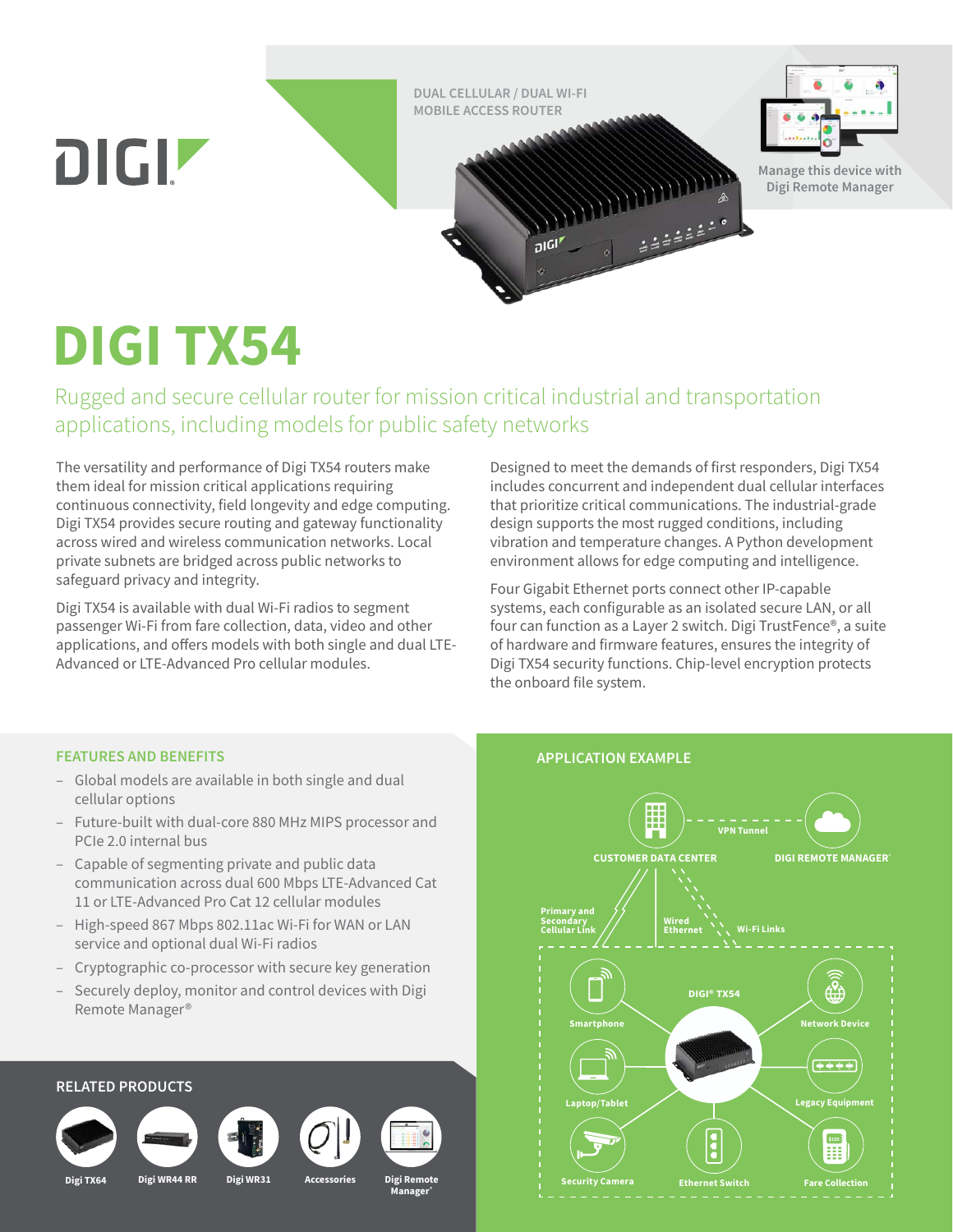DUAL CELLULAR / DUAL WI-FI MOBILE ACCESS ROUTER

Manage this device with Digi Remote Manager

# DIGI TX54

## Rugged and secure cellular router for mission critical industrial and transportation applications, including models for public safety networks

The versatility and performance of Digi TX54 routers make them ideal for mission critical applications requiring continuous connectivity, field longevity and edge computing. Digi TX54 provides secure routing and gateway functionality across wired and wireless communication networks. Local private subnets are bridged across public networks to safeguard privacy and integrity.

Digi TX54 is available with dual Wi-Fi radios to segment passenger Wi-Fi from fare collection, data, video and other applications, and offers models with both single and dual LTE-Advanced or LTE-Advanced Pro cellular modules.

Designed to meet the demands of first responders, Digi TX54 includes concurrent and independent dual cellular interfaces that prioritize critical communications. The industrial-grade design supports the most rugged conditions, including vibration and temperature changes. A Python development environment allows for edge computing and intelligence.

Four Gigabit Ethernet ports connect other IP-capable systems, each configurable as an isolated secure LAN, or all four can function as a Layer 2 switch. Digi TrustFence®, a suite of hardware and firmware features, ensures the integrity of Digi TX54 security functions. Chip-level encryption protects the onboard file system.

### FEATURES AND BENEFITS

- Global models are available in both single and dual cellular options
- Future-built with dual-core 880 MHz MIPS processor and PCIe 2.0 internal bus
- Capable of segmenting private and public data communication across dual 600 Mbps LTE-Advanced Cat 11 or LTE-Advanced Pro Cat 12 cellular modules
- High-speed 867 Mbps 802.11ac Wi-Fi for WAN or LAN service and optional dual Wi-Fi radios
- Cryptographic co-processor with secure key generation
- Securely deploy, monitor and control devices with Digi Remote Manager®

### APPLICATION EXAMPLE

CUSTOMER DATA CENTER — VPN Tunnel — DIGI REMOTE MANAGER®

Primary and Secondary Cellular Link · Wired Ethernet · Wi-Fi Links

DIGI® TX54: Smartphone, Laptop/Tablet, Security Camera, Ethernet Switch, Fare Collection, Legacy Equipment, Network Device

### RELATED PRODUCTS

Digi TX64 · Digi WR44 RR · Digi WR31 · Accessories · Digi Remote Manager®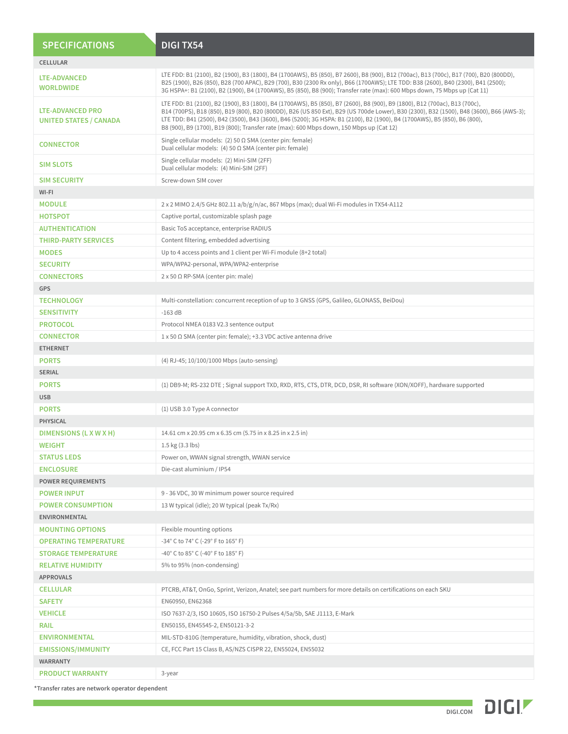| SPECIFICATIONS | DIGI TX54 |
|---|---|
| **CELLULAR** | |
| **LTE-ADVANCED WORLDWIDE** | LTE FDD: B1 (2100), B2 (1900), B3 (1800), B4 (1700AWS), B5 (850), B7 2600), B8 (900), B12 (700ac), B13 (700c), B17 (700), B20 (800DD), B25 (1900), B26 (850), B28 (700 APAC), B29 (700), B30 (2300 Rx only), B66 (1700AWS); LTE TDD: B38 (2600), B40 (2300), B41 (2500); 3G HSPA+: B1 (2100), B2 (1900), B4 (1700AWS), B5 (850), B8 (900); Transfer rate (max): 600 Mbps down, 75 Mbps up (Cat 11) |
| **LTE-ADVANCED PRO UNITED STATES / CANADA** | LTE FDD: B1 (2100), B2 (1900), B3 (1800), B4 (1700AWS), B5 (850), B7 (2600), B8 (900), B9 (1800), B12 (700ac), B13 (700c), B14 (700PS), B18 (850), B19 (800), B20 (800DD), B26 (US 850 Ext), B29 (US 700de Lower), B30 (2300), B32 (1500), B48 (3600), B66 (AWS-3); LTE TDD: B41 (2500), B42 (3500), B43 (3600), B46 (5200); 3G HSPA: B1 (2100), B2 (1900), B4 (1700AWS), B5 (850), B6 (800), B8 (900), B9 (1700), B19 (800); Transfer rate (max): 600 Mbps down, 150 Mbps up (Cat 12) |
| **CONNECTOR** | Single cellular models: (2) 50 Ω SMA (center pin: female)<br>Dual cellular models: (4) 50 Ω SMA (center pin: female) |
| **SIM SLOTS** | Single cellular models: (2) Mini-SIM (2FF)<br>Dual cellular models: (4) Mini-SIM (2FF) |
| **SIM SECURITY** | Screw-down SIM cover |
| **WI-FI** | |
| **MODULE** | 2 x 2 MIMO 2.4/5 GHz 802.11 a/b/g/n/ac, 867 Mbps (max); dual Wi-Fi modules in TX54-A112 |
| **HOTSPOT** | Captive portal, customizable splash page |
| **AUTHENTICATION** | Basic ToS acceptance, enterprise RADIUS |
| **THIRD-PARTY SERVICES** | Content filtering, embedded advertising |
| **MODES** | Up to 4 access points and 1 client per Wi-Fi module (8+2 total) |
| **SECURITY** | WPA/WPA2-personal, WPA/WPA2-enterprise |
| **CONNECTORS** | 2 x 50 Ω RP-SMA (center pin: male) |
| **GPS** | |
| **TECHNOLOGY** | Multi-constellation: concurrent reception of up to 3 GNSS (GPS, Galileo, GLONASS, BeiDou) |
| **SENSITIVITY** | -163 dB |
| **PROTOCOL** | Protocol NMEA 0183 V2.3 sentence output |
| **CONNECTOR** | 1 x 50 Ω SMA (center pin: female); +3.3 VDC active antenna drive |
| **ETHERNET** | |
| **PORTS** | (4) RJ-45; 10/100/1000 Mbps (auto-sensing) |
| **SERIAL** | |
| **PORTS** | (1) DB9-M; RS-232 DTE ; Signal support TXD, RXD, RTS, CTS, DTR, DCD, DSR, RI software (XON/XOFF), hardware supported |
| **USB** | |
| **PORTS** | (1) USB 3.0 Type A connector |
| **PHYSICAL** | |
| **DIMENSIONS (L X W X H)** | 14.61 cm x 20.95 cm x 6.35 cm (5.75 in x 8.25 in x 2.5 in) |
| **WEIGHT** | 1.5 kg (3.3 lbs) |
| **STATUS LEDS** | Power on, WWAN signal strength, WWAN service |
| **ENCLOSURE** | Die-cast aluminium / IP54 |
| **POWER REQUIREMENTS** | |
| **POWER INPUT** | 9 - 36 VDC, 30 W minimum power source required |
| **POWER CONSUMPTION** | 13 W typical (idle); 20 W typical (peak Tx/Rx) |
| **ENVIRONMENTAL** | |
| **MOUNTING OPTIONS** | Flexible mounting options |
| **OPERATING TEMPERATURE** | -34° C to 74° C (-29° F to 165° F) |
| **STORAGE TEMPERATURE** | -40° C to 85° C (-40° F to 185° F) |
| **RELATIVE HUMIDITY** | 5% to 95% (non-condensing) |
| **APPROVALS** | |
| **CELLULAR** | PTCRB, AT&T, OnGo, Sprint, Verizon, Anatel; see part numbers for more details on certifications on each SKU |
| **SAFETY** | EN60950, EN62368 |
| **VEHICLE** | ISO 7637-2/3, ISO 10605, ISO 16750-2 Pulses 4/5a/5b, SAE J1113, E-Mark |
| **RAIL** | EN50155, EN45545-2, EN50121-3-2 |
| **ENVIRONMENTAL** | MIL-STD-810G (temperature, humidity, vibration, shock, dust) |
| **EMISSIONS/IMMUNITY** | CE, FCC Part 15 Class B, AS/NZS CISPR 22, EN55024, EN55032 |
| **WARRANTY** | |
| **PRODUCT WARRANTY** | 3-year |

**\*Transfer rates are network operator dependent**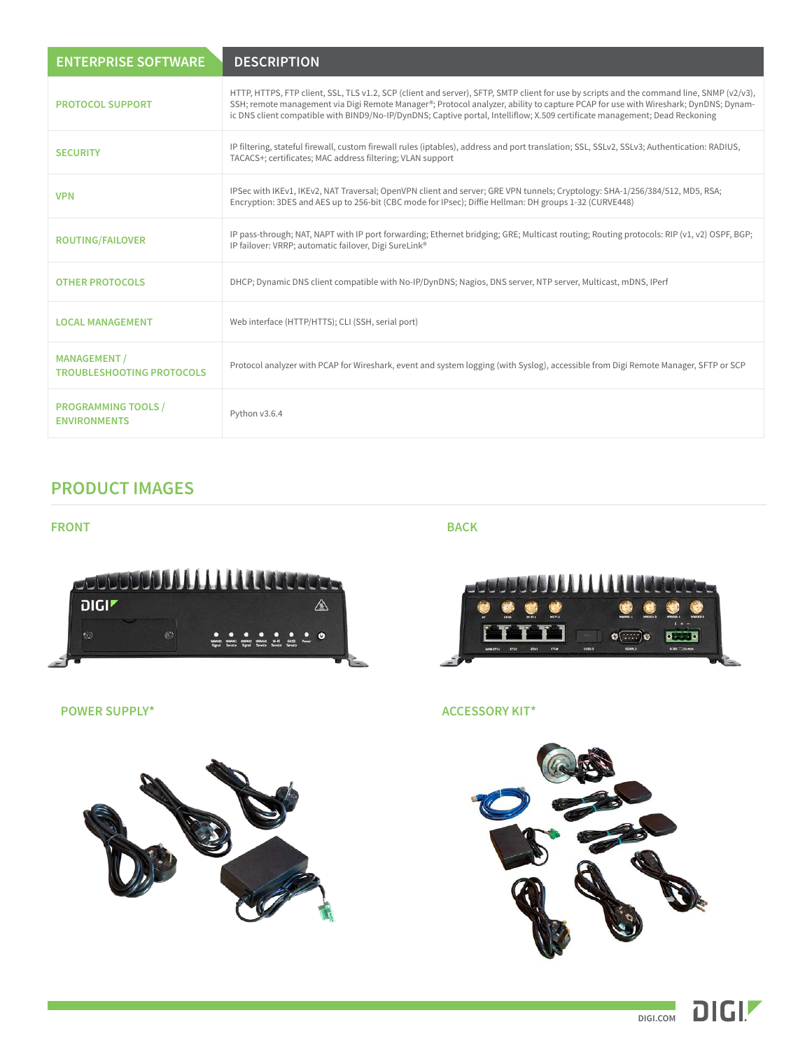| ENTERPRISE SOFTWARE | DESCRIPTION |
|---|---|
| PROTOCOL SUPPORT | HTTP, HTTPS, FTP client, SSL, TLS v1.2, SCP (client and server), SFTP, SMTP client for use by scripts and the command line, SNMP (v2/v3), SSH; remote management via Digi Remote Manager®; Protocol analyzer, ability to capture PCAP for use with Wireshark; DynDNS; Dynamic DNS client compatible with BIND9/No-IP/DynDNS; Captive portal, Intelliflow; X.509 certificate management; Dead Reckoning |
| SECURITY | IP filtering, stateful firewall, custom firewall rules (iptables), address and port translation; SSL, SSLv2, SSLv3; Authentication: RADIUS, TACACS+; certificates; MAC address filtering; VLAN support |
| VPN | IPSec with IKEv1, IKEv2, NAT Traversal; OpenVPN client and server; GRE VPN tunnels; Cryptology: SHA-1/256/384/512, MD5, RSA; Encryption: 3DES and AES up to 256-bit (CBC mode for IPsec); Diffie Hellman: DH groups 1-32 (CURVE448) |
| ROUTING/FAILOVER | IP pass-through; NAT, NAPT with IP port forwarding; Ethernet bridging; GRE; Multicast routing; Routing protocols: RIP (v1, v2) OSPF, BGP; IP failover: VRRP; automatic failover, Digi SureLink® |
| OTHER PROTOCOLS | DHCP; Dynamic DNS client compatible with No-IP/DynDNS; Nagios, DNS server, NTP server, Multicast, mDNS, IPerf |
| LOCAL MANAGEMENT | Web interface (HTTP/HTTS); CLI (SSH, serial port) |
| MANAGEMENT / TROUBLESHOOTING PROTOCOLS | Protocol analyzer with PCAP for Wireshark, event and system logging (with Syslog), accessible from Digi Remote Manager, SFTP or SCP |
| PROGRAMMING TOOLS / ENVIRONMENTS | Python v3.6.4 |

## PRODUCT IMAGES

### FRONT

### BACK

### POWER SUPPLY*

### ACCESSORY KIT*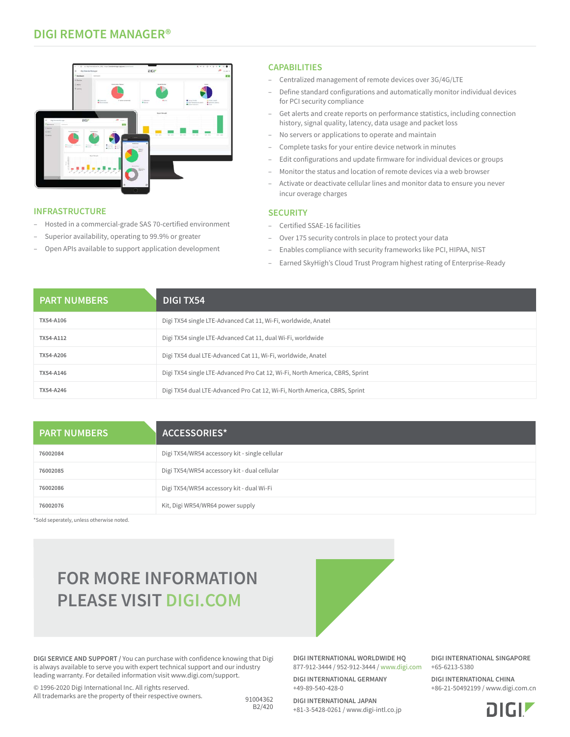# DIGI REMOTE MANAGER®

## CAPABILITIES

- Centralized management of remote devices over 3G/4G/LTE
- Define standard configurations and automatically monitor individual devices for PCI security compliance
- Get alerts and create reports on performance statistics, including connection history, signal quality, latency, data usage and packet loss
- No servers or applications to operate and maintain
- Complete tasks for your entire device network in minutes
- Edit configurations and update firmware for individual devices or groups
- Monitor the status and location of remote devices via a web browser
- Activate or deactivate cellular lines and monitor data to ensure you never incur overage charges

## INFRASTRUCTURE

- Hosted in a commercial-grade SAS 70-certified environment
- Superior availability, operating to 99.9% or greater
- Open APIs available to support application development

## SECURITY

- Certified SSAE-16 facilities
- Over 175 security controls in place to protect your data
- Enables compliance with security frameworks like PCI, HIPAA, NIST
- Earned SkyHigh's Cloud Trust Program highest rating of Enterprise-Ready

| PART NUMBERS | DIGI TX54 |
|---|---|
| TX54-A106 | Digi TX54 single LTE-Advanced Cat 11, Wi-Fi, worldwide, Anatel |
| TX54-A112 | Digi TX54 single LTE-Advanced Cat 11, dual Wi-Fi, worldwide |
| TX54-A206 | Digi TX54 dual LTE-Advanced Cat 11, Wi-Fi, worldwide, Anatel |
| TX54-A146 | Digi TX54 single LTE-Advanced Pro Cat 12, Wi-Fi, North America, CBRS, Sprint |
| TX54-A246 | Digi TX54 dual LTE-Advanced Pro Cat 12, Wi-Fi, North America, CBRS, Sprint |

| PART NUMBERS | ACCESSORIES* |
|---|---|
| 76002084 | Digi TX54/WR54 accessory kit - single cellular |
| 76002085 | Digi TX54/WR54 accessory kit - dual cellular |
| 76002086 | Digi TX54/WR54 accessory kit - dual Wi-Fi |
| 76002076 | Kit, Digi WR54/WR64 power supply |

*Sold seperately, unless otherwise noted.

## FOR MORE INFORMATION PLEASE VISIT DIGI.COM

**DIGI SERVICE AND SUPPORT** / You can purchase with confidence knowing that Digi is always available to serve you with expert technical support and our industry leading warranty. For detailed information visit www.digi.com/support.

© 1996-2020 Digi International Inc. All rights reserved.
All trademarks are the property of their respective owners.

91004362
B2/420

**DIGI INTERNATIONAL WORLDWIDE HQ**
877-912-3444 / 952-912-3444 / www.digi.com

**DIGI INTERNATIONAL GERMANY**
+49-89-540-428-0

**DIGI INTERNATIONAL JAPAN**
+81-3-5428-0261 / www.digi-intl.co.jp

**DIGI INTERNATIONAL SINGAPORE**
+65-6213-5380

**DIGI INTERNATIONAL CHINA**
+86-21-50492199 / www.digi.com.cn